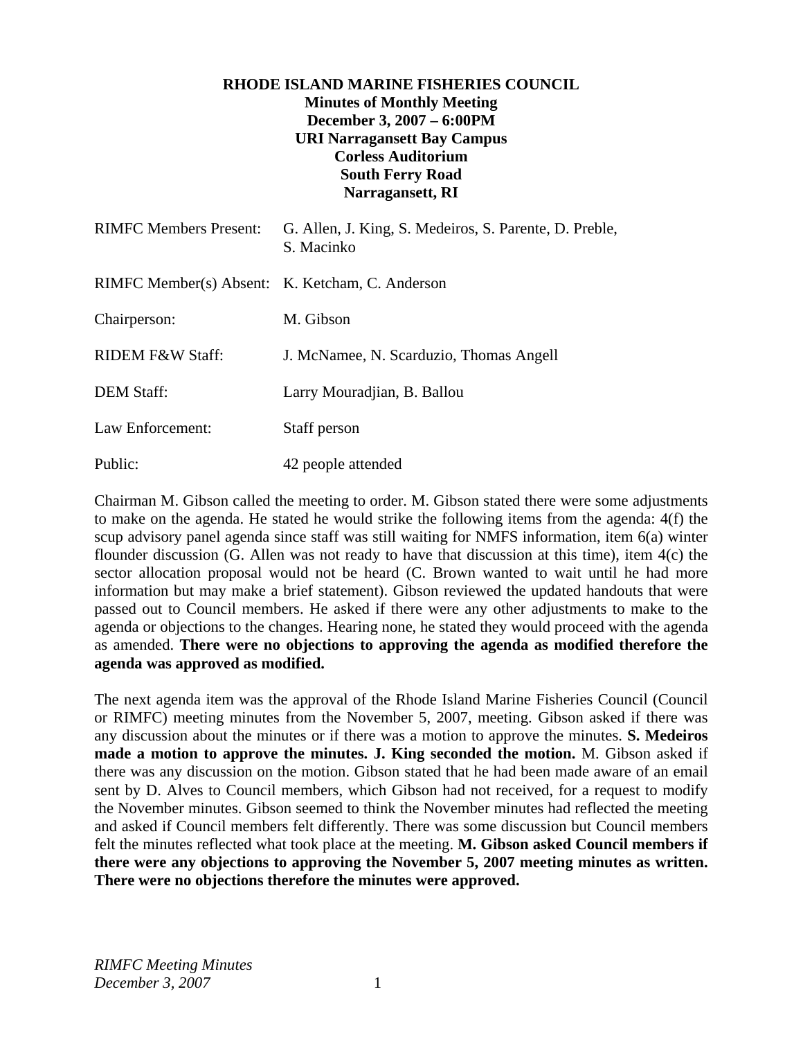# RHODE ISLAND MARINE FISHERIES COUNCIL

**Minutes of Monthly Meeting**
**December 3, 2007 – 6:00PM**
**URI Narragansett Bay Campus**
**Corless Auditorium**
**South Ferry Road**
**Narragansett, RI**

| | |
|---|---|
| RIMFC Members Present: | G. Allen, J. King, S. Medeiros, S. Parente, D. Preble, S. Macinko |
| RIMFC Member(s) Absent: | K. Ketcham, C. Anderson |
| Chairperson: | M. Gibson |
| RIDEM F&W Staff: | J. McNamee, N. Scarduzio, Thomas Angell |
| DEM Staff: | Larry Mouradjian, B. Ballou |
| Law Enforcement: | Staff person |
| Public: | 42 people attended |

Chairman M. Gibson called the meeting to order. M. Gibson stated there were some adjustments to make on the agenda. He stated he would strike the following items from the agenda: 4(f) the scup advisory panel agenda since staff was still waiting for NMFS information, item 6(a) winter flounder discussion (G. Allen was not ready to have that discussion at this time), item 4(c) the sector allocation proposal would not be heard (C. Brown wanted to wait until he had more information but may make a brief statement). Gibson reviewed the updated handouts that were passed out to Council members. He asked if there were any other adjustments to make to the agenda or objections to the changes. Hearing none, he stated they would proceed with the agenda as amended. **There were no objections to approving the agenda as modified therefore the agenda was approved as modified.**

The next agenda item was the approval of the Rhode Island Marine Fisheries Council (Council or RIMFC) meeting minutes from the November 5, 2007, meeting. Gibson asked if there was any discussion about the minutes or if there was a motion to approve the minutes. **S. Medeiros made a motion to approve the minutes. J. King seconded the motion.** M. Gibson asked if there was any discussion on the motion. Gibson stated that he had been made aware of an email sent by D. Alves to Council members, which Gibson had not received, for a request to modify the November minutes. Gibson seemed to think the November minutes had reflected the meeting and asked if Council members felt differently. There was some discussion but Council members felt the minutes reflected what took place at the meeting. **M. Gibson asked Council members if there were any objections to approving the November 5, 2007 meeting minutes as written. There were no objections therefore the minutes were approved.**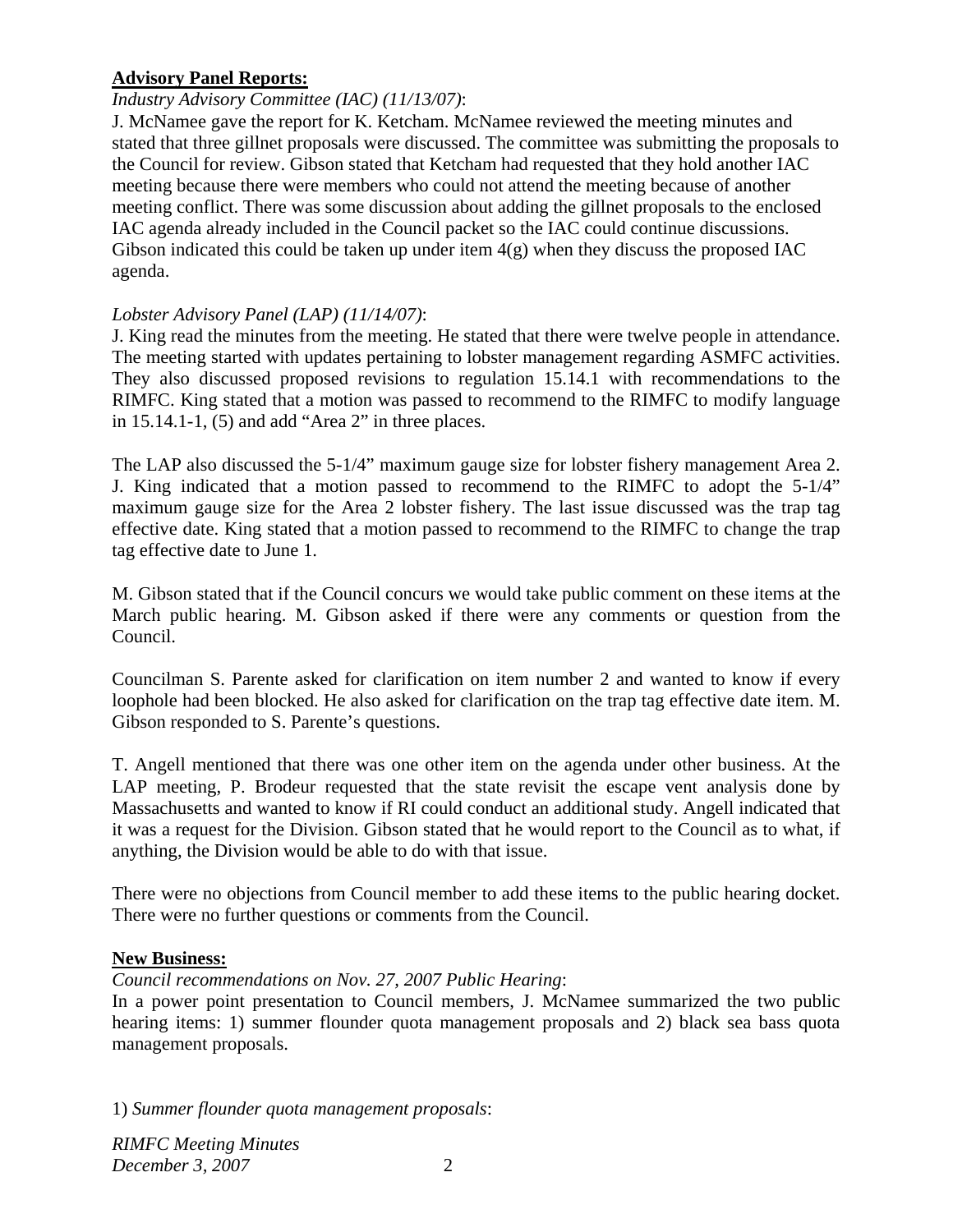**Advisory Panel Reports:**

*Industry Advisory Committee (IAC) (11/13/07)*:

J. McNamee gave the report for K. Ketcham. McNamee reviewed the meeting minutes and stated that three gillnet proposals were discussed. The committee was submitting the proposals to the Council for review. Gibson stated that Ketcham had requested that they hold another IAC meeting because there were members who could not attend the meeting because of another meeting conflict. There was some discussion about adding the gillnet proposals to the enclosed IAC agenda already included in the Council packet so the IAC could continue discussions. Gibson indicated this could be taken up under item 4(g) when they discuss the proposed IAC agenda.

*Lobster Advisory Panel (LAP) (11/14/07)*:

J. King read the minutes from the meeting. He stated that there were twelve people in attendance. The meeting started with updates pertaining to lobster management regarding ASMFC activities. They also discussed proposed revisions to regulation 15.14.1 with recommendations to the RIMFC. King stated that a motion was passed to recommend to the RIMFC to modify language in 15.14.1-1, (5) and add "Area 2" in three places.

The LAP also discussed the 5-1/4" maximum gauge size for lobster fishery management Area 2. J. King indicated that a motion passed to recommend to the RIMFC to adopt the 5-1/4" maximum gauge size for the Area 2 lobster fishery. The last issue discussed was the trap tag effective date. King stated that a motion passed to recommend to the RIMFC to change the trap tag effective date to June 1.

M. Gibson stated that if the Council concurs we would take public comment on these items at the March public hearing. M. Gibson asked if there were any comments or question from the Council.

Councilman S. Parente asked for clarification on item number 2 and wanted to know if every loophole had been blocked. He also asked for clarification on the trap tag effective date item. M. Gibson responded to S. Parente's questions.

T. Angell mentioned that there was one other item on the agenda under other business. At the LAP meeting, P. Brodeur requested that the state revisit the escape vent analysis done by Massachusetts and wanted to know if RI could conduct an additional study. Angell indicated that it was a request for the Division. Gibson stated that he would report to the Council as to what, if anything, the Division would be able to do with that issue.

There were no objections from Council member to add these items to the public hearing docket. There were no further questions or comments from the Council.

**New Business:**

*Council recommendations on Nov. 27, 2007 Public Hearing*:

In a power point presentation to Council members, J. McNamee summarized the two public hearing items: 1) summer flounder quota management proposals and 2) black sea bass quota management proposals.

1) *Summer flounder quota management proposals*: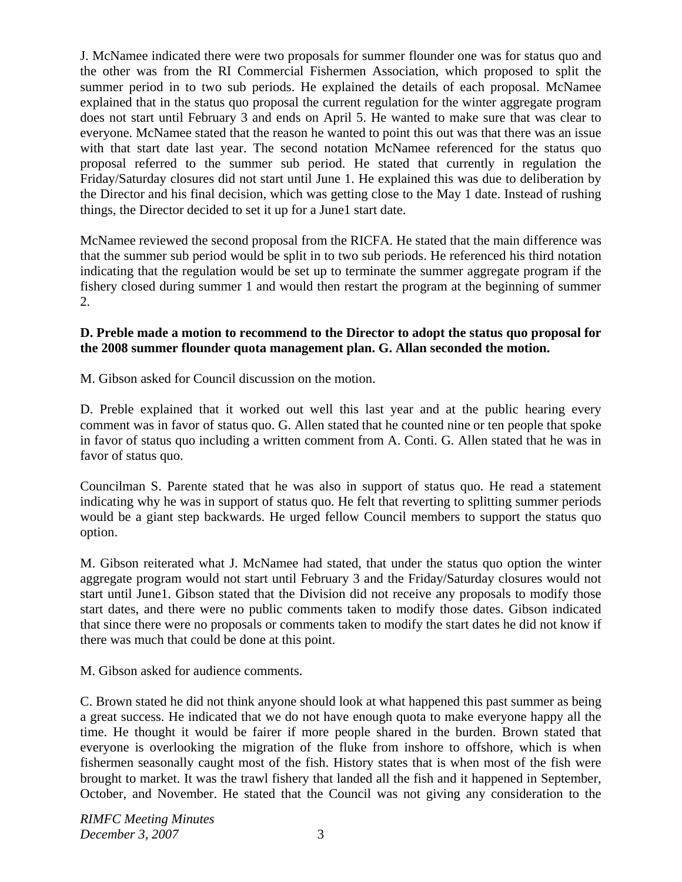J. McNamee indicated there were two proposals for summer flounder one was for status quo and the other was from the RI Commercial Fishermen Association, which proposed to split the summer period in to two sub periods. He explained the details of each proposal. McNamee explained that in the status quo proposal the current regulation for the winter aggregate program does not start until February 3 and ends on April 5. He wanted to make sure that was clear to everyone. McNamee stated that the reason he wanted to point this out was that there was an issue with that start date last year. The second notation McNamee referenced for the status quo proposal referred to the summer sub period. He stated that currently in regulation the Friday/Saturday closures did not start until June 1. He explained this was due to deliberation by the Director and his final decision, which was getting close to the May 1 date. Instead of rushing things, the Director decided to set it up for a June1 start date.

McNamee reviewed the second proposal from the RICFA. He stated that the main difference was that the summer sub period would be split in to two sub periods. He referenced his third notation indicating that the regulation would be set up to terminate the summer aggregate program if the fishery closed during summer 1 and would then restart the program at the beginning of summer 2.

**D. Preble made a motion to recommend to the Director to adopt the status quo proposal for the 2008 summer flounder quota management plan. G. Allan seconded the motion.**

M. Gibson asked for Council discussion on the motion.

D. Preble explained that it worked out well this last year and at the public hearing every comment was in favor of status quo. G. Allen stated that he counted nine or ten people that spoke in favor of status quo including a written comment from A. Conti. G. Allen stated that he was in favor of status quo.

Councilman S. Parente stated that he was also in support of status quo. He read a statement indicating why he was in support of status quo. He felt that reverting to splitting summer periods would be a giant step backwards. He urged fellow Council members to support the status quo option.

M. Gibson reiterated what J. McNamee had stated, that under the status quo option the winter aggregate program would not start until February 3 and the Friday/Saturday closures would not start until June1. Gibson stated that the Division did not receive any proposals to modify those start dates, and there were no public comments taken to modify those dates. Gibson indicated that since there were no proposals or comments taken to modify the start dates he did not know if there was much that could be done at this point.

M. Gibson asked for audience comments.

C. Brown stated he did not think anyone should look at what happened this past summer as being a great success. He indicated that we do not have enough quota to make everyone happy all the time. He thought it would be fairer if more people shared in the burden. Brown stated that everyone is overlooking the migration of the fluke from inshore to offshore, which is when fishermen seasonally caught most of the fish. History states that is when most of the fish were brought to market. It was the trawl fishery that landed all the fish and it happened in September, October, and November. He stated that the Council was not giving any consideration to the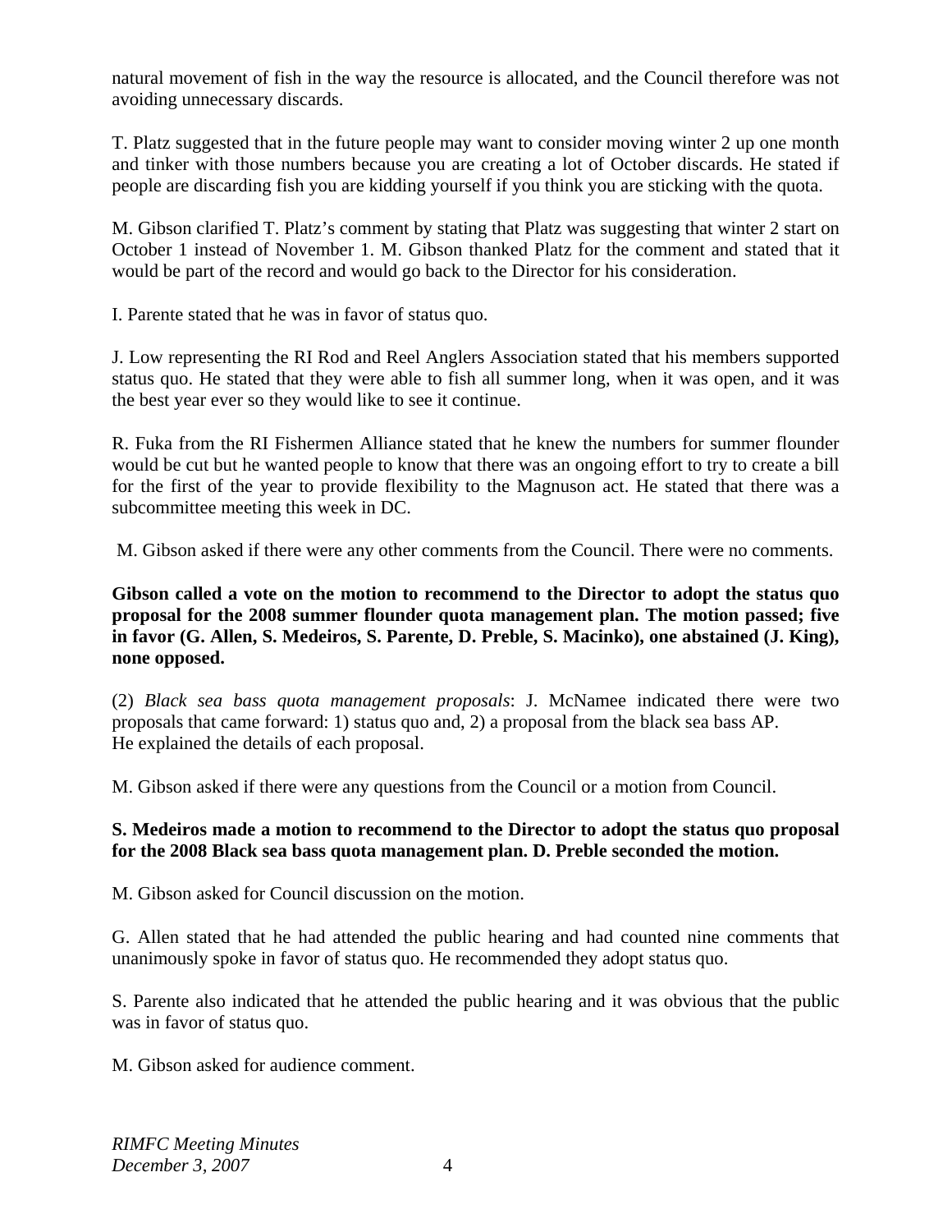natural movement of fish in the way the resource is allocated, and the Council therefore was not avoiding unnecessary discards.

T. Platz suggested that in the future people may want to consider moving winter 2 up one month and tinker with those numbers because you are creating a lot of October discards. He stated if people are discarding fish you are kidding yourself if you think you are sticking with the quota.

M. Gibson clarified T. Platz's comment by stating that Platz was suggesting that winter 2 start on October 1 instead of November 1. M. Gibson thanked Platz for the comment and stated that it would be part of the record and would go back to the Director for his consideration.

I. Parente stated that he was in favor of status quo.

J. Low representing the RI Rod and Reel Anglers Association stated that his members supported status quo. He stated that they were able to fish all summer long, when it was open, and it was the best year ever so they would like to see it continue.

R. Fuka from the RI Fishermen Alliance stated that he knew the numbers for summer flounder would be cut but he wanted people to know that there was an ongoing effort to try to create a bill for the first of the year to provide flexibility to the Magnuson act. He stated that there was a subcommittee meeting this week in DC.

M. Gibson asked if there were any other comments from the Council. There were no comments.

**Gibson called a vote on the motion to recommend to the Director to adopt the status quo proposal for the 2008 summer flounder quota management plan. The motion passed; five in favor (G. Allen, S. Medeiros, S. Parente, D. Preble, S. Macinko), one abstained (J. King), none opposed.**

(2) *Black sea bass quota management proposals*: J. McNamee indicated there were two proposals that came forward: 1) status quo and, 2) a proposal from the black sea bass AP. He explained the details of each proposal.

M. Gibson asked if there were any questions from the Council or a motion from Council.

**S. Medeiros made a motion to recommend to the Director to adopt the status quo proposal for the 2008 Black sea bass quota management plan. D. Preble seconded the motion.**

M. Gibson asked for Council discussion on the motion.

G. Allen stated that he had attended the public hearing and had counted nine comments that unanimously spoke in favor of status quo. He recommended they adopt status quo.

S. Parente also indicated that he attended the public hearing and it was obvious that the public was in favor of status quo.

M. Gibson asked for audience comment.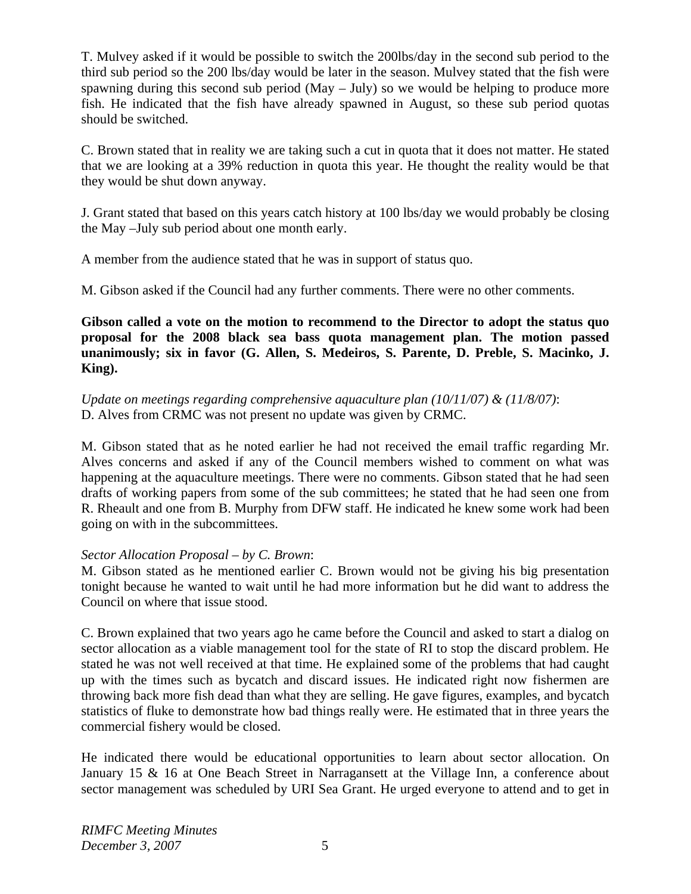T. Mulvey asked if it would be possible to switch the 200lbs/day in the second sub period to the third sub period so the 200 lbs/day would be later in the season. Mulvey stated that the fish were spawning during this second sub period (May – July) so we would be helping to produce more fish. He indicated that the fish have already spawned in August, so these sub period quotas should be switched.

C. Brown stated that in reality we are taking such a cut in quota that it does not matter. He stated that we are looking at a 39% reduction in quota this year. He thought the reality would be that they would be shut down anyway.

J. Grant stated that based on this years catch history at 100 lbs/day we would probably be closing the May –July sub period about one month early.

A member from the audience stated that he was in support of status quo.

M. Gibson asked if the Council had any further comments. There were no other comments.

**Gibson called a vote on the motion to recommend to the Director to adopt the status quo proposal for the 2008 black sea bass quota management plan. The motion passed unanimously; six in favor (G. Allen, S. Medeiros, S. Parente, D. Preble, S. Macinko, J. King).**

*Update on meetings regarding comprehensive aquaculture plan (10/11/07) & (11/8/07)*:
D. Alves from CRMC was not present no update was given by CRMC.

M. Gibson stated that as he noted earlier he had not received the email traffic regarding Mr. Alves concerns and asked if any of the Council members wished to comment on what was happening at the aquaculture meetings. There were no comments. Gibson stated that he had seen drafts of working papers from some of the sub committees; he stated that he had seen one from R. Rheault and one from B. Murphy from DFW staff. He indicated he knew some work had been going on with in the subcommittees.

*Sector Allocation Proposal – by C. Brown*:
M. Gibson stated as he mentioned earlier C. Brown would not be giving his big presentation tonight because he wanted to wait until he had more information but he did want to address the Council on where that issue stood.

C. Brown explained that two years ago he came before the Council and asked to start a dialog on sector allocation as a viable management tool for the state of RI to stop the discard problem. He stated he was not well received at that time. He explained some of the problems that had caught up with the times such as bycatch and discard issues. He indicated right now fishermen are throwing back more fish dead than what they are selling. He gave figures, examples, and bycatch statistics of fluke to demonstrate how bad things really were. He estimated that in three years the commercial fishery would be closed.

He indicated there would be educational opportunities to learn about sector allocation. On January 15 & 16 at One Beach Street in Narragansett at the Village Inn, a conference about sector management was scheduled by URI Sea Grant. He urged everyone to attend and to get in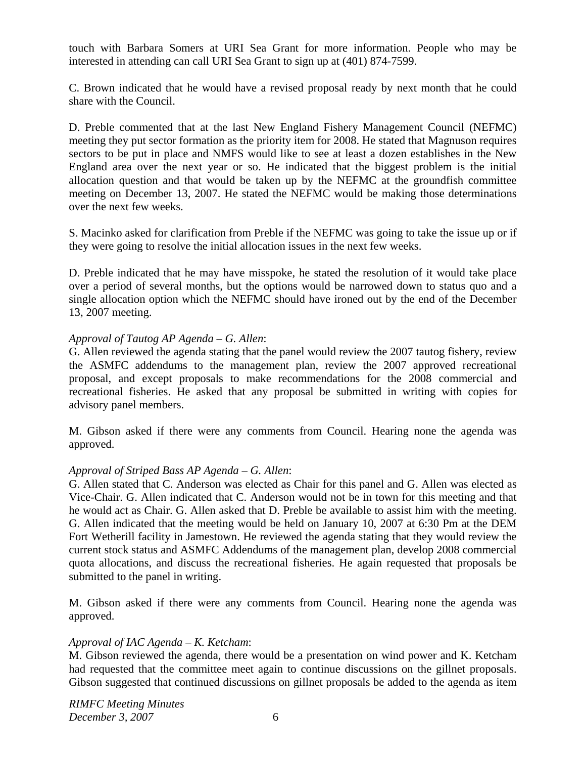touch with Barbara Somers at URI Sea Grant for more information. People who may be interested in attending can call URI Sea Grant to sign up at (401) 874-7599.

C. Brown indicated that he would have a revised proposal ready by next month that he could share with the Council.

D. Preble commented that at the last New England Fishery Management Council (NEFMC) meeting they put sector formation as the priority item for 2008. He stated that Magnuson requires sectors to be put in place and NMFS would like to see at least a dozen establishes in the New England area over the next year or so. He indicated that the biggest problem is the initial allocation question and that would be taken up by the NEFMC at the groundfish committee meeting on December 13, 2007. He stated the NEFMC would be making those determinations over the next few weeks.

S. Macinko asked for clarification from Preble if the NEFMC was going to take the issue up or if they were going to resolve the initial allocation issues in the next few weeks.

D. Preble indicated that he may have misspoke, he stated the resolution of it would take place over a period of several months, but the options would be narrowed down to status quo and a single allocation option which the NEFMC should have ironed out by the end of the December 13, 2007 meeting.

*Approval of Tautog AP Agenda – G. Allen*:
G. Allen reviewed the agenda stating that the panel would review the 2007 tautog fishery, review the ASMFC addendums to the management plan, review the 2007 approved recreational proposal, and except proposals to make recommendations for the 2008 commercial and recreational fisheries. He asked that any proposal be submitted in writing with copies for advisory panel members.

M. Gibson asked if there were any comments from Council. Hearing none the agenda was approved.

*Approval of Striped Bass AP Agenda – G. Allen*:
G. Allen stated that C. Anderson was elected as Chair for this panel and G. Allen was elected as Vice-Chair. G. Allen indicated that C. Anderson would not be in town for this meeting and that he would act as Chair. G. Allen asked that D. Preble be available to assist him with the meeting. G. Allen indicated that the meeting would be held on January 10, 2007 at 6:30 Pm at the DEM Fort Wetherill facility in Jamestown. He reviewed the agenda stating that they would review the current stock status and ASMFC Addendums of the management plan, develop 2008 commercial quota allocations, and discuss the recreational fisheries. He again requested that proposals be submitted to the panel in writing.

M. Gibson asked if there were any comments from Council. Hearing none the agenda was approved.

*Approval of IAC Agenda – K. Ketcham*:
M. Gibson reviewed the agenda, there would be a presentation on wind power and K. Ketcham had requested that the committee meet again to continue discussions on the gillnet proposals. Gibson suggested that continued discussions on gillnet proposals be added to the agenda as item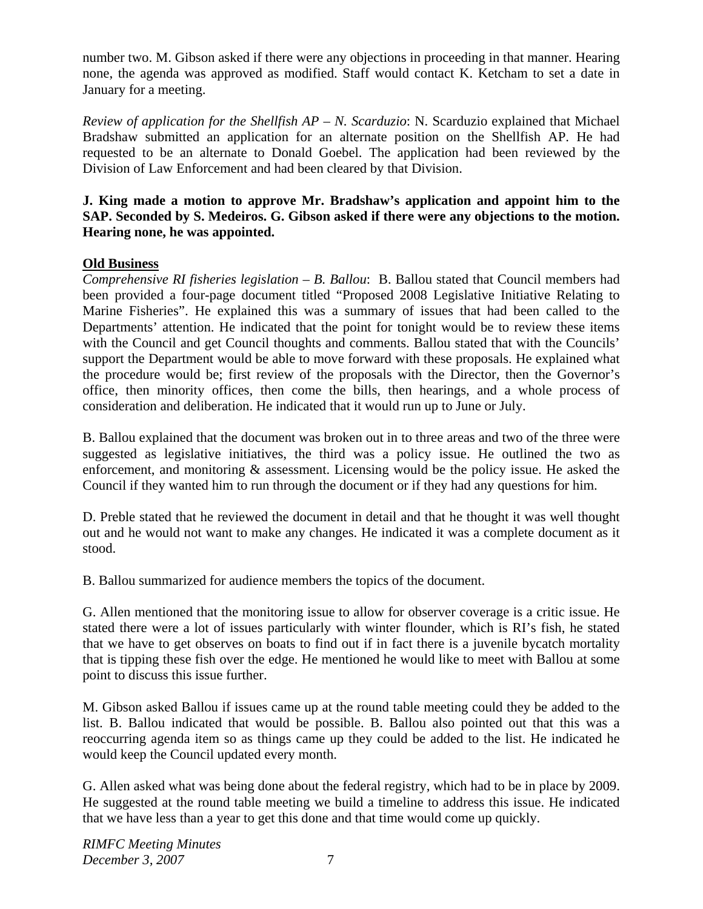number two. M. Gibson asked if there were any objections in proceeding in that manner. Hearing none, the agenda was approved as modified. Staff would contact K. Ketcham to set a date in January for a meeting.

*Review of application for the Shellfish AP – N. Scarduzio*: N. Scarduzio explained that Michael Bradshaw submitted an application for an alternate position on the Shellfish AP. He had requested to be an alternate to Donald Goebel. The application had been reviewed by the Division of Law Enforcement and had been cleared by that Division.

**J. King made a motion to approve Mr. Bradshaw's application and appoint him to the SAP. Seconded by S. Medeiros. G. Gibson asked if there were any objections to the motion. Hearing none, he was appointed.**

**Old Business**

*Comprehensive RI fisheries legislation – B. Ballou*: B. Ballou stated that Council members had been provided a four-page document titled "Proposed 2008 Legislative Initiative Relating to Marine Fisheries". He explained this was a summary of issues that had been called to the Departments' attention. He indicated that the point for tonight would be to review these items with the Council and get Council thoughts and comments. Ballou stated that with the Councils' support the Department would be able to move forward with these proposals. He explained what the procedure would be; first review of the proposals with the Director, then the Governor's office, then minority offices, then come the bills, then hearings, and a whole process of consideration and deliberation. He indicated that it would run up to June or July.

B. Ballou explained that the document was broken out in to three areas and two of the three were suggested as legislative initiatives, the third was a policy issue. He outlined the two as enforcement, and monitoring & assessment. Licensing would be the policy issue. He asked the Council if they wanted him to run through the document or if they had any questions for him.

D. Preble stated that he reviewed the document in detail and that he thought it was well thought out and he would not want to make any changes. He indicated it was a complete document as it stood.

B. Ballou summarized for audience members the topics of the document.

G. Allen mentioned that the monitoring issue to allow for observer coverage is a critic issue. He stated there were a lot of issues particularly with winter flounder, which is RI's fish, he stated that we have to get observes on boats to find out if in fact there is a juvenile bycatch mortality that is tipping these fish over the edge. He mentioned he would like to meet with Ballou at some point to discuss this issue further.

M. Gibson asked Ballou if issues came up at the round table meeting could they be added to the list. B. Ballou indicated that would be possible. B. Ballou also pointed out that this was a reoccurring agenda item so as things came up they could be added to the list. He indicated he would keep the Council updated every month.

G. Allen asked what was being done about the federal registry, which had to be in place by 2009. He suggested at the round table meeting we build a timeline to address this issue. He indicated that we have less than a year to get this done and that time would come up quickly.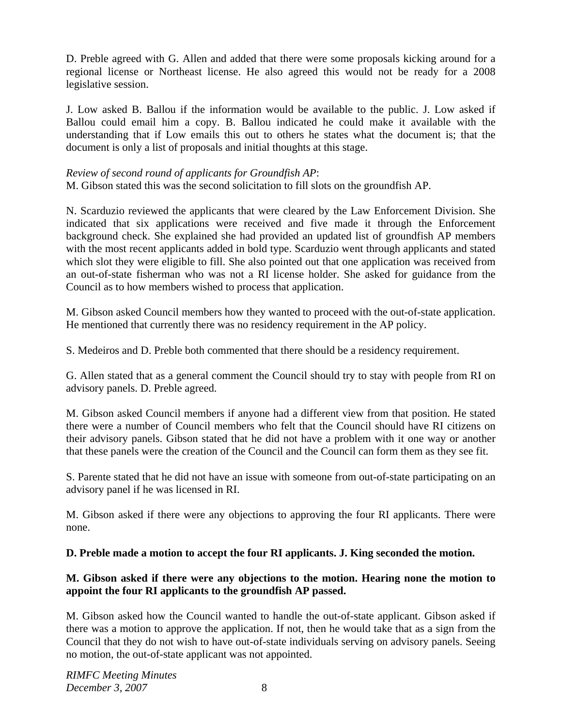D. Preble agreed with G. Allen and added that there were some proposals kicking around for a regional license or Northeast license. He also agreed this would not be ready for a 2008 legislative session.

J. Low asked B. Ballou if the information would be available to the public. J. Low asked if Ballou could email him a copy. B. Ballou indicated he could make it available with the understanding that if Low emails this out to others he states what the document is; that the document is only a list of proposals and initial thoughts at this stage.

*Review of second round of applicants for Groundfish AP*:
M. Gibson stated this was the second solicitation to fill slots on the groundfish AP.

N. Scarduzio reviewed the applicants that were cleared by the Law Enforcement Division. She indicated that six applications were received and five made it through the Enforcement background check. She explained she had provided an updated list of groundfish AP members with the most recent applicants added in bold type. Scarduzio went through applicants and stated which slot they were eligible to fill. She also pointed out that one application was received from an out-of-state fisherman who was not a RI license holder. She asked for guidance from the Council as to how members wished to process that application.

M. Gibson asked Council members how they wanted to proceed with the out-of-state application. He mentioned that currently there was no residency requirement in the AP policy.

S. Medeiros and D. Preble both commented that there should be a residency requirement.

G. Allen stated that as a general comment the Council should try to stay with people from RI on advisory panels. D. Preble agreed.

M. Gibson asked Council members if anyone had a different view from that position. He stated there were a number of Council members who felt that the Council should have RI citizens on their advisory panels. Gibson stated that he did not have a problem with it one way or another that these panels were the creation of the Council and the Council can form them as they see fit.

S. Parente stated that he did not have an issue with someone from out-of-state participating on an advisory panel if he was licensed in RI.

M. Gibson asked if there were any objections to approving the four RI applicants. There were none.

**D. Preble made a motion to accept the four RI applicants. J. King seconded the motion.**

**M. Gibson asked if there were any objections to the motion. Hearing none the motion to appoint the four RI applicants to the groundfish AP passed.**

M. Gibson asked how the Council wanted to handle the out-of-state applicant. Gibson asked if there was a motion to approve the application. If not, then he would take that as a sign from the Council that they do not wish to have out-of-state individuals serving on advisory panels. Seeing no motion, the out-of-state applicant was not appointed.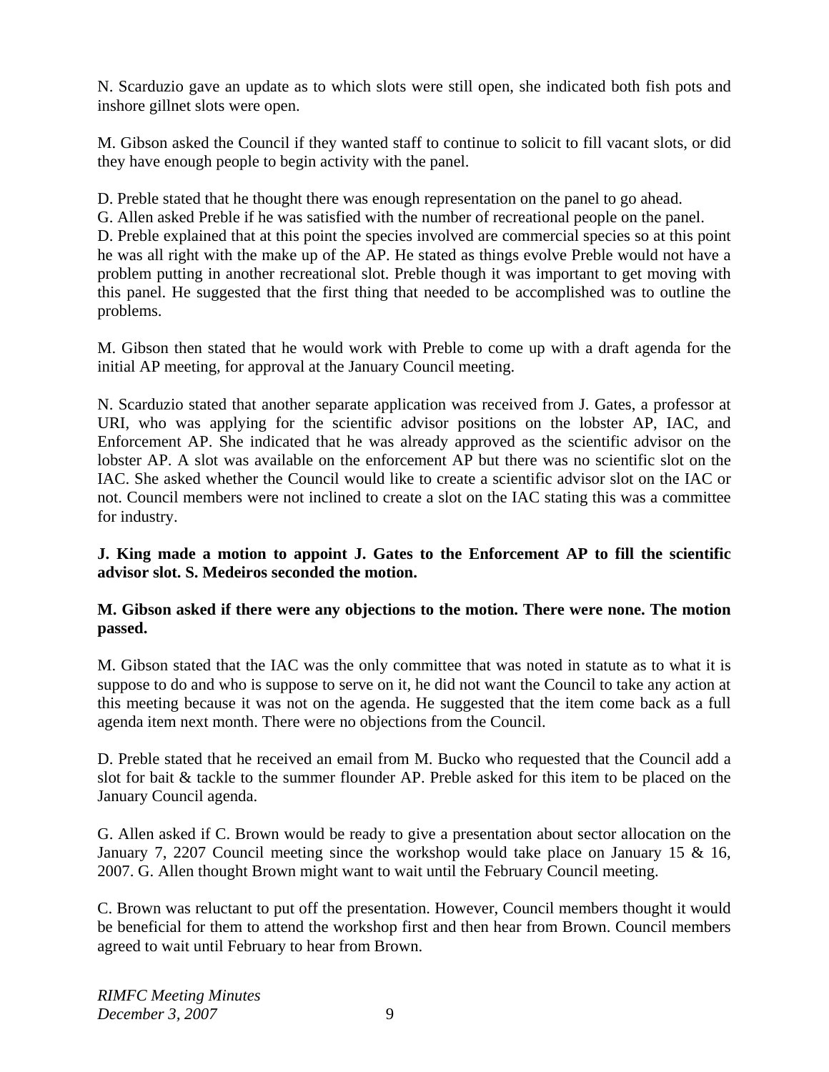N. Scarduzio gave an update as to which slots were still open, she indicated both fish pots and inshore gillnet slots were open.

M. Gibson asked the Council if they wanted staff to continue to solicit to fill vacant slots, or did they have enough people to begin activity with the panel.

D. Preble stated that he thought there was enough representation on the panel to go ahead.
G. Allen asked Preble if he was satisfied with the number of recreational people on the panel.
D. Preble explained that at this point the species involved are commercial species so at this point he was all right with the make up of the AP. He stated as things evolve Preble would not have a problem putting in another recreational slot. Preble though it was important to get moving with this panel. He suggested that the first thing that needed to be accomplished was to outline the problems.

M. Gibson then stated that he would work with Preble to come up with a draft agenda for the initial AP meeting, for approval at the January Council meeting.

N. Scarduzio stated that another separate application was received from J. Gates, a professor at URI, who was applying for the scientific advisor positions on the lobster AP, IAC, and Enforcement AP. She indicated that he was already approved as the scientific advisor on the lobster AP. A slot was available on the enforcement AP but there was no scientific slot on the IAC. She asked whether the Council would like to create a scientific advisor slot on the IAC or not. Council members were not inclined to create a slot on the IAC stating this was a committee for industry.

**J. King made a motion to appoint J. Gates to the Enforcement AP to fill the scientific advisor slot. S. Medeiros seconded the motion.**

**M. Gibson asked if there were any objections to the motion. There were none. The motion passed.**

M. Gibson stated that the IAC was the only committee that was noted in statute as to what it is suppose to do and who is suppose to serve on it, he did not want the Council to take any action at this meeting because it was not on the agenda. He suggested that the item come back as a full agenda item next month. There were no objections from the Council.

D. Preble stated that he received an email from M. Bucko who requested that the Council add a slot for bait & tackle to the summer flounder AP. Preble asked for this item to be placed on the January Council agenda.

G. Allen asked if C. Brown would be ready to give a presentation about sector allocation on the January 7, 2207 Council meeting since the workshop would take place on January 15 & 16, 2007. G. Allen thought Brown might want to wait until the February Council meeting.

C. Brown was reluctant to put off the presentation. However, Council members thought it would be beneficial for them to attend the workshop first and then hear from Brown. Council members agreed to wait until February to hear from Brown.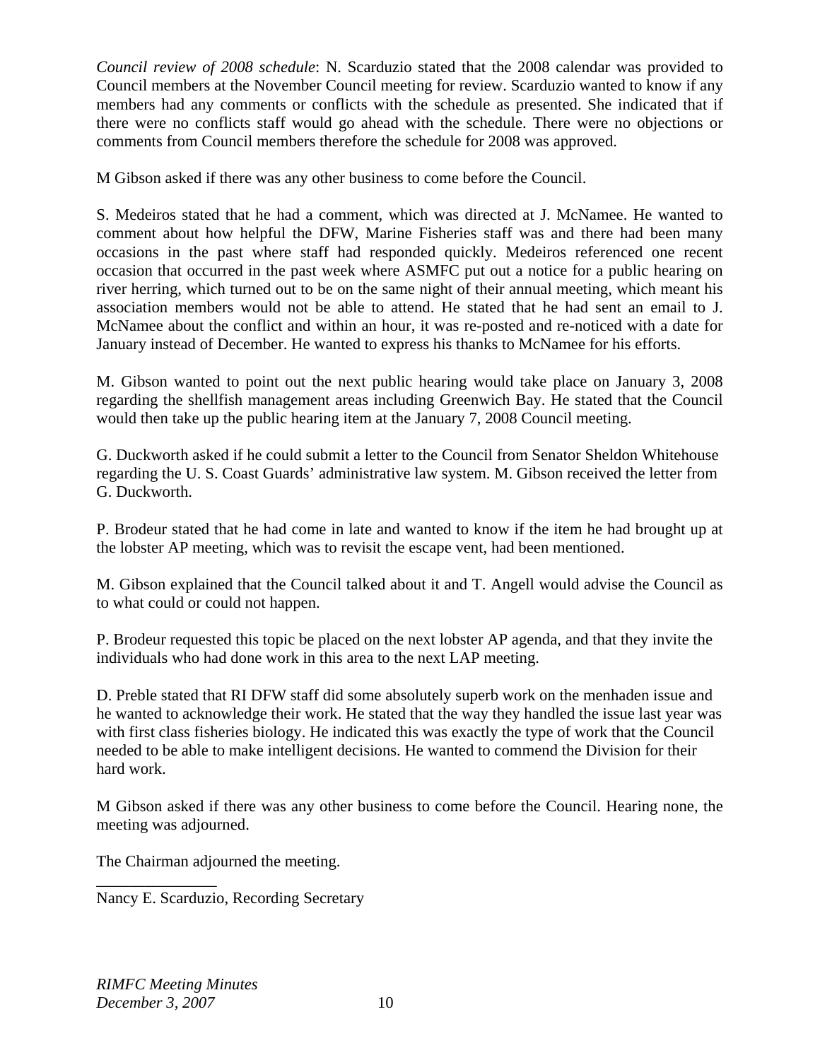*Council review of 2008 schedule*: N. Scarduzio stated that the 2008 calendar was provided to Council members at the November Council meeting for review. Scarduzio wanted to know if any members had any comments or conflicts with the schedule as presented. She indicated that if there were no conflicts staff would go ahead with the schedule. There were no objections or comments from Council members therefore the schedule for 2008 was approved.

M Gibson asked if there was any other business to come before the Council.

S. Medeiros stated that he had a comment, which was directed at J. McNamee. He wanted to comment about how helpful the DFW, Marine Fisheries staff was and there had been many occasions in the past where staff had responded quickly. Medeiros referenced one recent occasion that occurred in the past week where ASMFC put out a notice for a public hearing on river herring, which turned out to be on the same night of their annual meeting, which meant his association members would not be able to attend. He stated that he had sent an email to J. McNamee about the conflict and within an hour, it was re-posted and re-noticed with a date for January instead of December. He wanted to express his thanks to McNamee for his efforts.

M. Gibson wanted to point out the next public hearing would take place on January 3, 2008 regarding the shellfish management areas including Greenwich Bay. He stated that the Council would then take up the public hearing item at the January 7, 2008 Council meeting.

G. Duckworth asked if he could submit a letter to the Council from Senator Sheldon Whitehouse regarding the U. S. Coast Guards' administrative law system. M. Gibson received the letter from G. Duckworth.

P. Brodeur stated that he had come in late and wanted to know if the item he had brought up at the lobster AP meeting, which was to revisit the escape vent, had been mentioned.

M. Gibson explained that the Council talked about it and T. Angell would advise the Council as to what could or could not happen.

P. Brodeur requested this topic be placed on the next lobster AP agenda, and that they invite the individuals who had done work in this area to the next LAP meeting.

D. Preble stated that RI DFW staff did some absolutely superb work on the menhaden issue and he wanted to acknowledge their work. He stated that the way they handled the issue last year was with first class fisheries biology. He indicated this was exactly the type of work that the Council needed to be able to make intelligent decisions. He wanted to commend the Division for their hard work.

M Gibson asked if there was any other business to come before the Council. Hearing none, the meeting was adjourned.

The Chairman adjourned the meeting.

_______________
Nancy E. Scarduzio, Recording Secretary